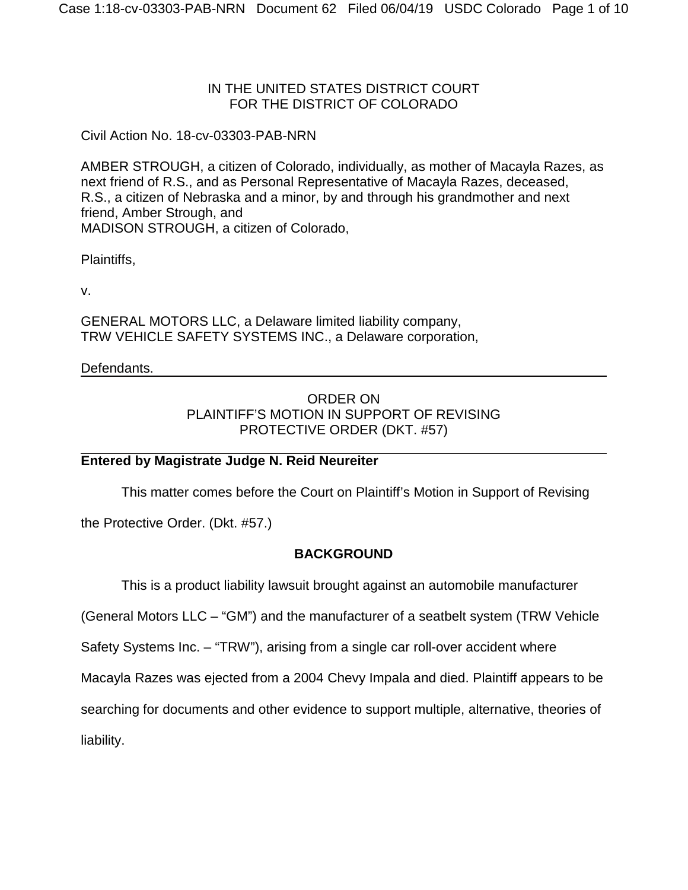IN THE UNITED STATES DISTRICT COURT
FOR THE DISTRICT OF COLORADO

Civil Action No. 18-cv-03303-PAB-NRN

AMBER STROUGH, a citizen of Colorado, individually, as mother of Macayla Razes, as next friend of R.S., and as Personal Representative of Macayla Razes, deceased,
R.S., a citizen of Nebraska and a minor, by and through his grandmother and next friend, Amber Strough, and
MADISON STROUGH, a citizen of Colorado,

Plaintiffs,

v.

GENERAL MOTORS LLC, a Delaware limited liability company,
TRW VEHICLE SAFETY SYSTEMS INC., a Delaware corporation,

Defendants.

ORDER ON
PLAINTIFF'S MOTION IN SUPPORT OF REVISING
PROTECTIVE ORDER (DKT. #57)

**Entered by Magistrate Judge N. Reid Neureiter**

This matter comes before the Court on Plaintiff's Motion in Support of Revising the Protective Order. (Dkt. #57.)

## BACKGROUND

This is a product liability lawsuit brought against an automobile manufacturer (General Motors LLC – "GM") and the manufacturer of a seatbelt system (TRW Vehicle Safety Systems Inc. – "TRW"), arising from a single car roll-over accident where Macayla Razes was ejected from a 2004 Chevy Impala and died. Plaintiff appears to be searching for documents and other evidence to support multiple, alternative, theories of liability.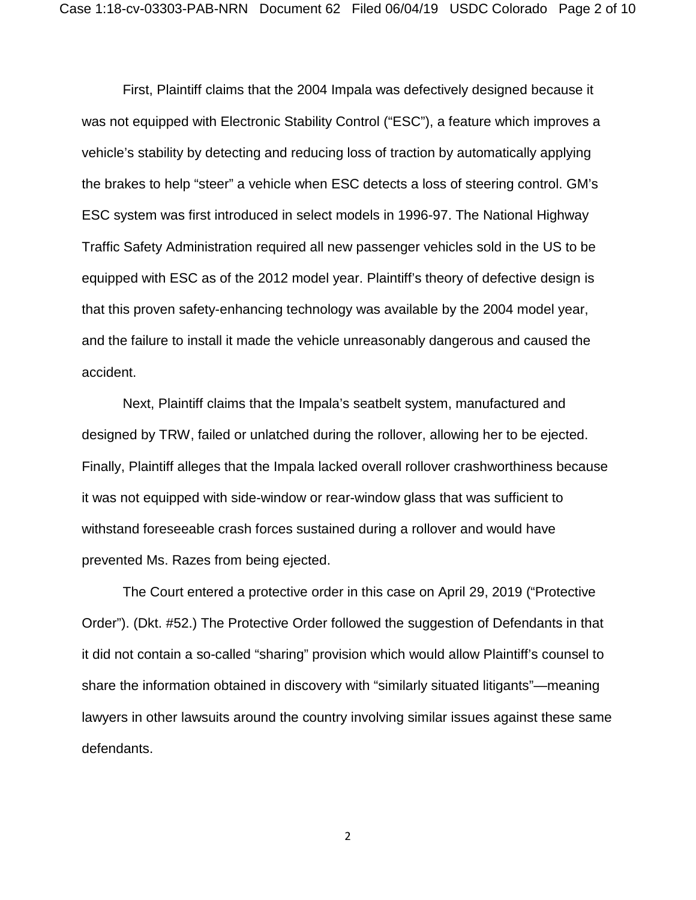First, Plaintiff claims that the 2004 Impala was defectively designed because it was not equipped with Electronic Stability Control ("ESC"), a feature which improves a vehicle's stability by detecting and reducing loss of traction by automatically applying the brakes to help "steer" a vehicle when ESC detects a loss of steering control. GM's ESC system was first introduced in select models in 1996-97. The National Highway Traffic Safety Administration required all new passenger vehicles sold in the US to be equipped with ESC as of the 2012 model year. Plaintiff's theory of defective design is that this proven safety-enhancing technology was available by the 2004 model year, and the failure to install it made the vehicle unreasonably dangerous and caused the accident.

Next, Plaintiff claims that the Impala's seatbelt system, manufactured and designed by TRW, failed or unlatched during the rollover, allowing her to be ejected. Finally, Plaintiff alleges that the Impala lacked overall rollover crashworthiness because it was not equipped with side-window or rear-window glass that was sufficient to withstand foreseeable crash forces sustained during a rollover and would have prevented Ms. Razes from being ejected.

The Court entered a protective order in this case on April 29, 2019 ("Protective Order"). (Dkt. #52.) The Protective Order followed the suggestion of Defendants in that it did not contain a so-called "sharing" provision which would allow Plaintiff's counsel to share the information obtained in discovery with "similarly situated litigants"—meaning lawyers in other lawsuits around the country involving similar issues against these same defendants.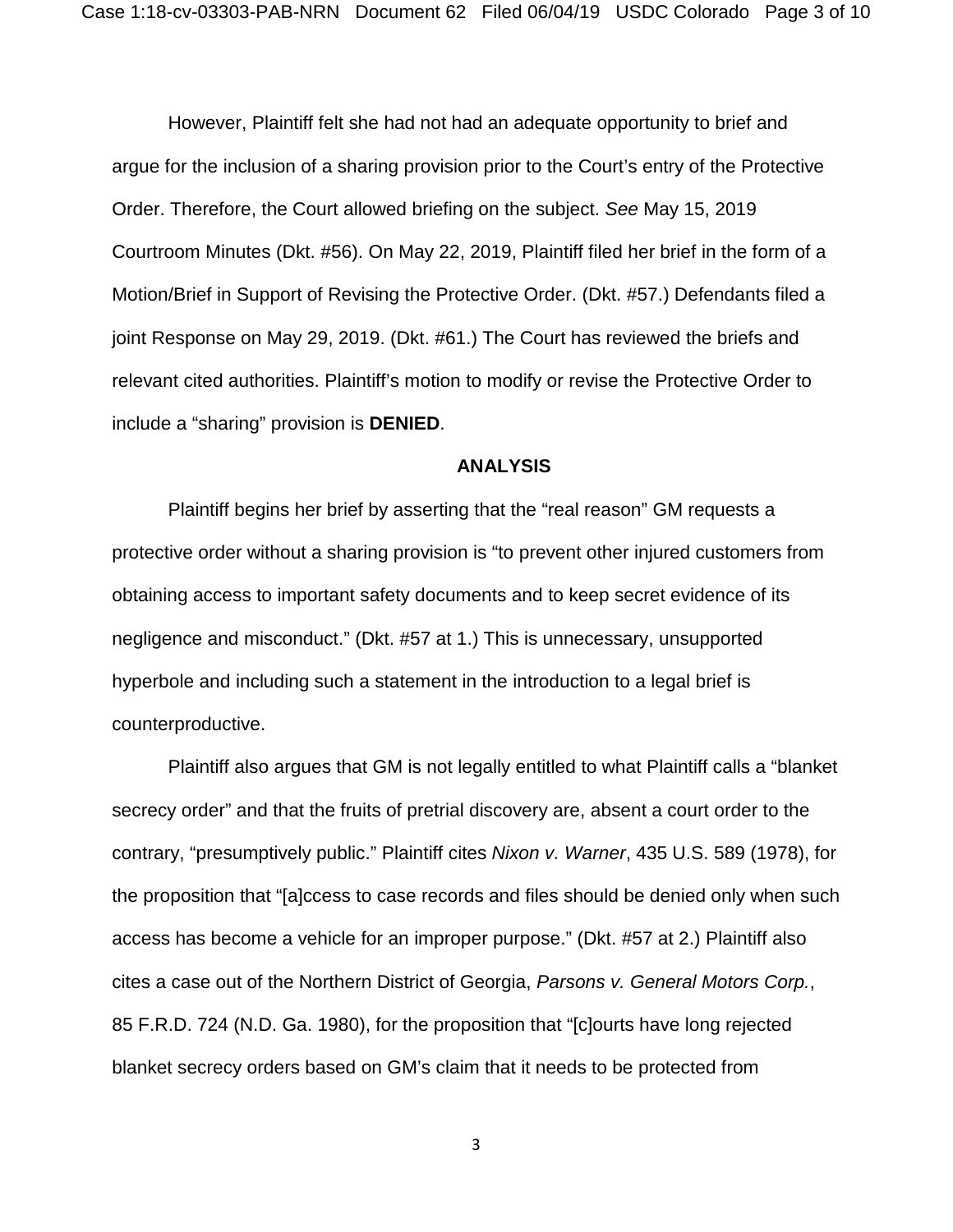However, Plaintiff felt she had not had an adequate opportunity to brief and argue for the inclusion of a sharing provision prior to the Court's entry of the Protective Order. Therefore, the Court allowed briefing on the subject. *See* May 15, 2019 Courtroom Minutes (Dkt. #56). On May 22, 2019, Plaintiff filed her brief in the form of a Motion/Brief in Support of Revising the Protective Order. (Dkt. #57.) Defendants filed a joint Response on May 29, 2019. (Dkt. #61.) The Court has reviewed the briefs and relevant cited authorities. Plaintiff's motion to modify or revise the Protective Order to include a "sharing" provision is **DENIED**.

## ANALYSIS

Plaintiff begins her brief by asserting that the "real reason" GM requests a protective order without a sharing provision is "to prevent other injured customers from obtaining access to important safety documents and to keep secret evidence of its negligence and misconduct." (Dkt. #57 at 1.) This is unnecessary, unsupported hyperbole and including such a statement in the introduction to a legal brief is counterproductive.

Plaintiff also argues that GM is not legally entitled to what Plaintiff calls a "blanket secrecy order" and that the fruits of pretrial discovery are, absent a court order to the contrary, "presumptively public." Plaintiff cites *Nixon v. Warner*, 435 U.S. 589 (1978), for the proposition that "[a]ccess to case records and files should be denied only when such access has become a vehicle for an improper purpose." (Dkt. #57 at 2.) Plaintiff also cites a case out of the Northern District of Georgia, *Parsons v. General Motors Corp.*, 85 F.R.D. 724 (N.D. Ga. 1980), for the proposition that "[c]ourts have long rejected blanket secrecy orders based on GM's claim that it needs to be protected from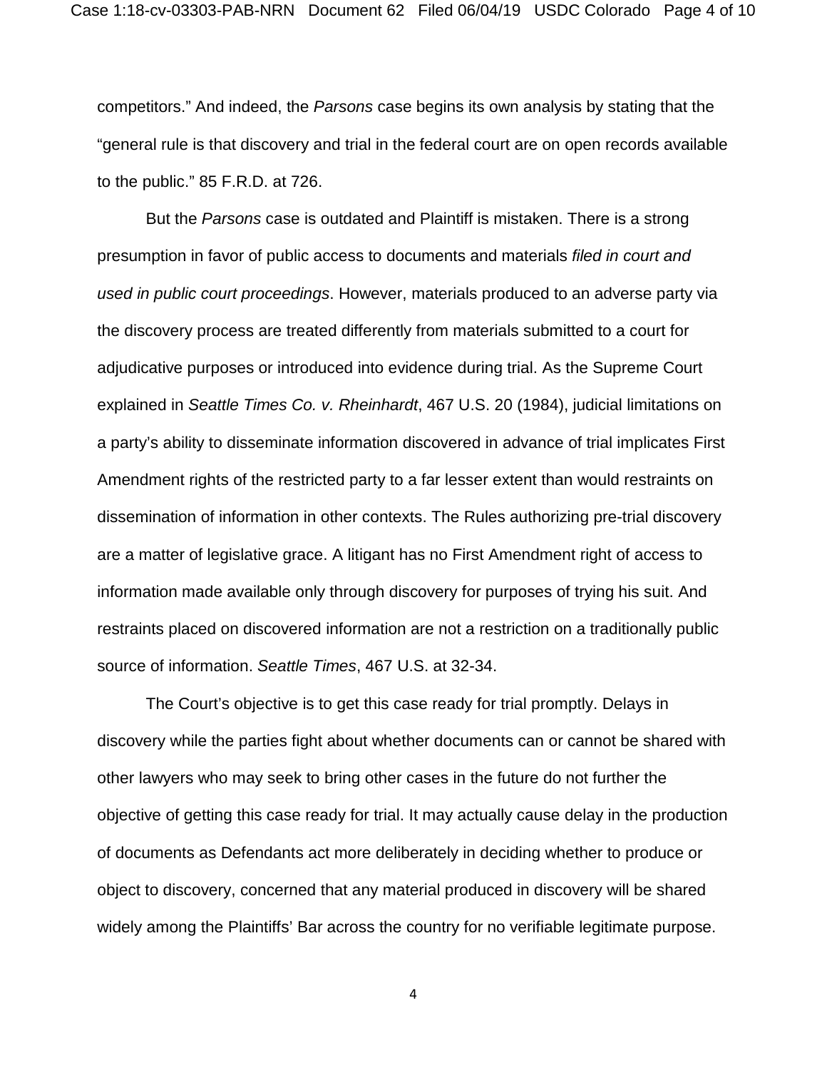competitors." And indeed, the *Parsons* case begins its own analysis by stating that the "general rule is that discovery and trial in the federal court are on open records available to the public." 85 F.R.D. at 726.

But the *Parsons* case is outdated and Plaintiff is mistaken. There is a strong presumption in favor of public access to documents and materials *filed in court and used in public court proceedings*. However, materials produced to an adverse party via the discovery process are treated differently from materials submitted to a court for adjudicative purposes or introduced into evidence during trial. As the Supreme Court explained in *Seattle Times Co. v. Rheinhardt*, 467 U.S. 20 (1984), judicial limitations on a party's ability to disseminate information discovered in advance of trial implicates First Amendment rights of the restricted party to a far lesser extent than would restraints on dissemination of information in other contexts. The Rules authorizing pre-trial discovery are a matter of legislative grace. A litigant has no First Amendment right of access to information made available only through discovery for purposes of trying his suit. And restraints placed on discovered information are not a restriction on a traditionally public source of information. *Seattle Times*, 467 U.S. at 32-34.

The Court's objective is to get this case ready for trial promptly. Delays in discovery while the parties fight about whether documents can or cannot be shared with other lawyers who may seek to bring other cases in the future do not further the objective of getting this case ready for trial. It may actually cause delay in the production of documents as Defendants act more deliberately in deciding whether to produce or object to discovery, concerned that any material produced in discovery will be shared widely among the Plaintiffs' Bar across the country for no verifiable legitimate purpose.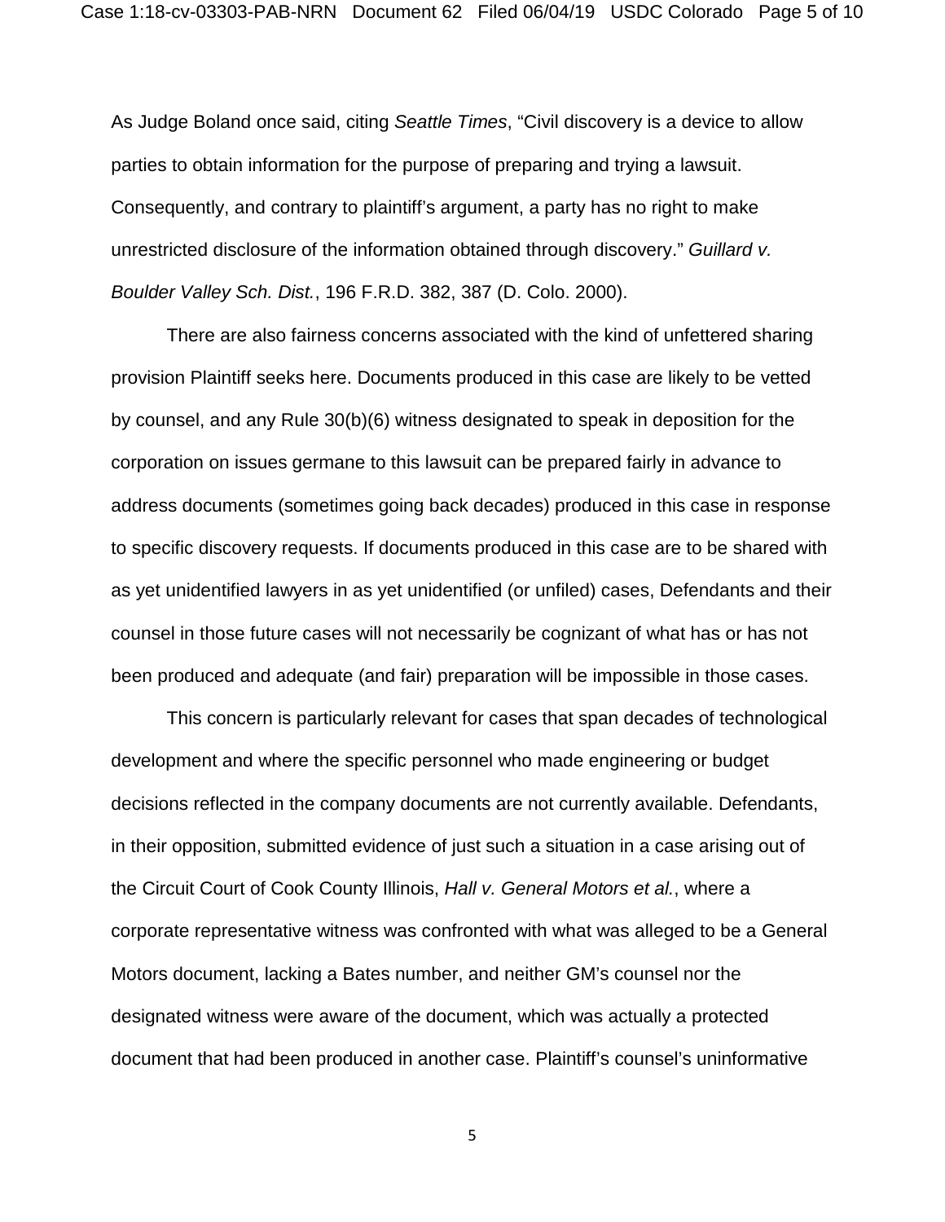As Judge Boland once said, citing *Seattle Times*, "Civil discovery is a device to allow parties to obtain information for the purpose of preparing and trying a lawsuit. Consequently, and contrary to plaintiff's argument, a party has no right to make unrestricted disclosure of the information obtained through discovery." *Guillard v. Boulder Valley Sch. Dist.*, 196 F.R.D. 382, 387 (D. Colo. 2000).

There are also fairness concerns associated with the kind of unfettered sharing provision Plaintiff seeks here. Documents produced in this case are likely to be vetted by counsel, and any Rule 30(b)(6) witness designated to speak in deposition for the corporation on issues germane to this lawsuit can be prepared fairly in advance to address documents (sometimes going back decades) produced in this case in response to specific discovery requests. If documents produced in this case are to be shared with as yet unidentified lawyers in as yet unidentified (or unfiled) cases, Defendants and their counsel in those future cases will not necessarily be cognizant of what has or has not been produced and adequate (and fair) preparation will be impossible in those cases.

This concern is particularly relevant for cases that span decades of technological development and where the specific personnel who made engineering or budget decisions reflected in the company documents are not currently available. Defendants, in their opposition, submitted evidence of just such a situation in a case arising out of the Circuit Court of Cook County Illinois, *Hall v. General Motors et al.*, where a corporate representative witness was confronted with what was alleged to be a General Motors document, lacking a Bates number, and neither GM's counsel nor the designated witness were aware of the document, which was actually a protected document that had been produced in another case. Plaintiff's counsel's uninformative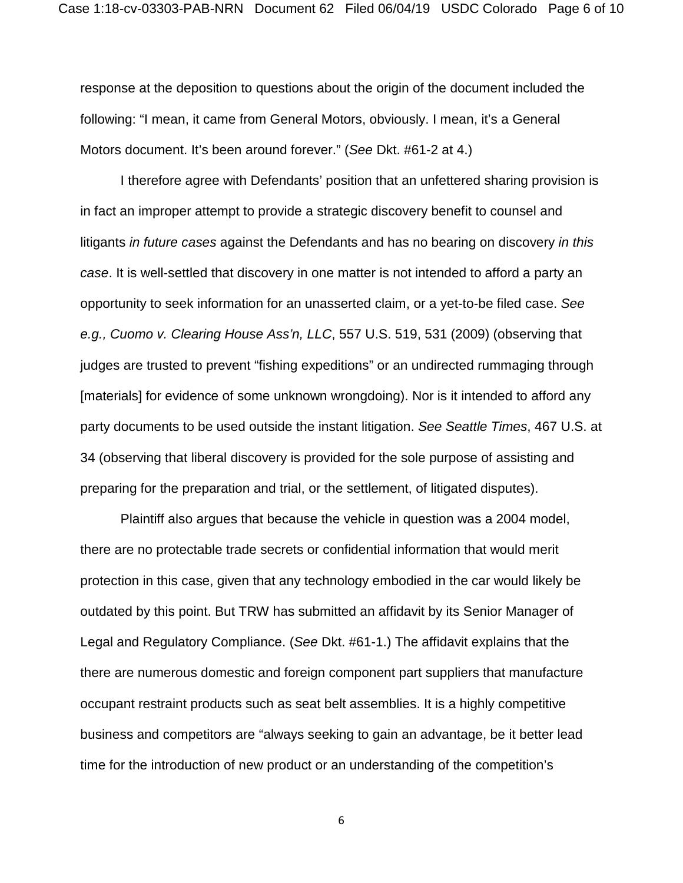response at the deposition to questions about the origin of the document included the following: "I mean, it came from General Motors, obviously. I mean, it's a General Motors document. It's been around forever." (*See* Dkt. #61-2 at 4.)

I therefore agree with Defendants' position that an unfettered sharing provision is in fact an improper attempt to provide a strategic discovery benefit to counsel and litigants *in future cases* against the Defendants and has no bearing on discovery *in this case*. It is well-settled that discovery in one matter is not intended to afford a party an opportunity to seek information for an unasserted claim, or a yet-to-be filed case. *See e.g., Cuomo v. Clearing House Ass'n, LLC*, 557 U.S. 519, 531 (2009) (observing that judges are trusted to prevent "fishing expeditions" or an undirected rummaging through [materials] for evidence of some unknown wrongdoing). Nor is it intended to afford any party documents to be used outside the instant litigation. *See Seattle Times*, 467 U.S. at 34 (observing that liberal discovery is provided for the sole purpose of assisting and preparing for the preparation and trial, or the settlement, of litigated disputes).

Plaintiff also argues that because the vehicle in question was a 2004 model, there are no protectable trade secrets or confidential information that would merit protection in this case, given that any technology embodied in the car would likely be outdated by this point. But TRW has submitted an affidavit by its Senior Manager of Legal and Regulatory Compliance. (*See* Dkt. #61-1.) The affidavit explains that the there are numerous domestic and foreign component part suppliers that manufacture occupant restraint products such as seat belt assemblies. It is a highly competitive business and competitors are "always seeking to gain an advantage, be it better lead time for the introduction of new product or an understanding of the competition's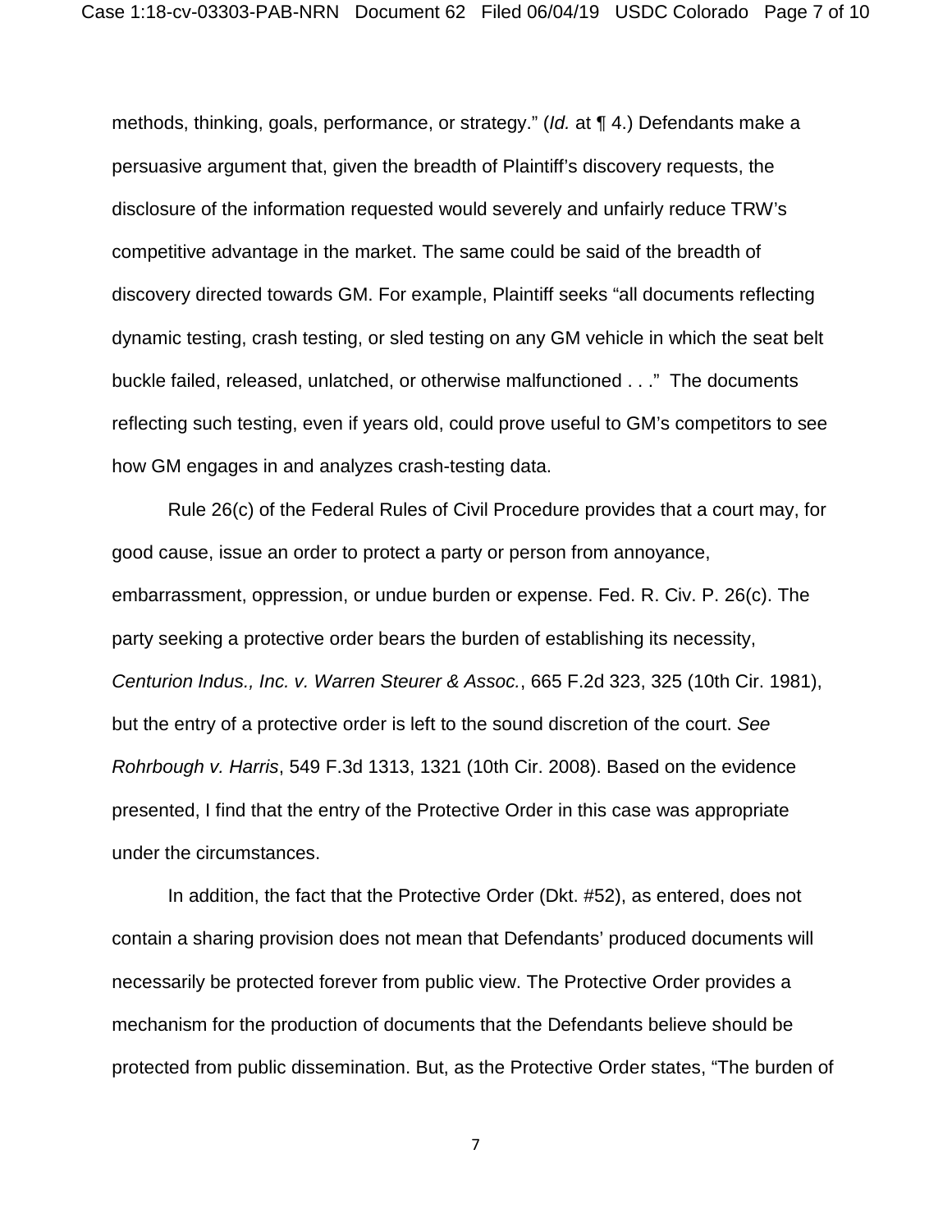methods, thinking, goals, performance, or strategy." (*Id.* at ¶ 4.) Defendants make a persuasive argument that, given the breadth of Plaintiff's discovery requests, the disclosure of the information requested would severely and unfairly reduce TRW's competitive advantage in the market. The same could be said of the breadth of discovery directed towards GM. For example, Plaintiff seeks "all documents reflecting dynamic testing, crash testing, or sled testing on any GM vehicle in which the seat belt buckle failed, released, unlatched, or otherwise malfunctioned . . ." The documents reflecting such testing, even if years old, could prove useful to GM's competitors to see how GM engages in and analyzes crash-testing data.

Rule 26(c) of the Federal Rules of Civil Procedure provides that a court may, for good cause, issue an order to protect a party or person from annoyance, embarrassment, oppression, or undue burden or expense. Fed. R. Civ. P. 26(c). The party seeking a protective order bears the burden of establishing its necessity, *Centurion Indus., Inc. v. Warren Steurer & Assoc.*, 665 F.2d 323, 325 (10th Cir. 1981), but the entry of a protective order is left to the sound discretion of the court. *See Rohrbough v. Harris*, 549 F.3d 1313, 1321 (10th Cir. 2008). Based on the evidence presented, I find that the entry of the Protective Order in this case was appropriate under the circumstances.

In addition, the fact that the Protective Order (Dkt. #52), as entered, does not contain a sharing provision does not mean that Defendants' produced documents will necessarily be protected forever from public view. The Protective Order provides a mechanism for the production of documents that the Defendants believe should be protected from public dissemination. But, as the Protective Order states, "The burden of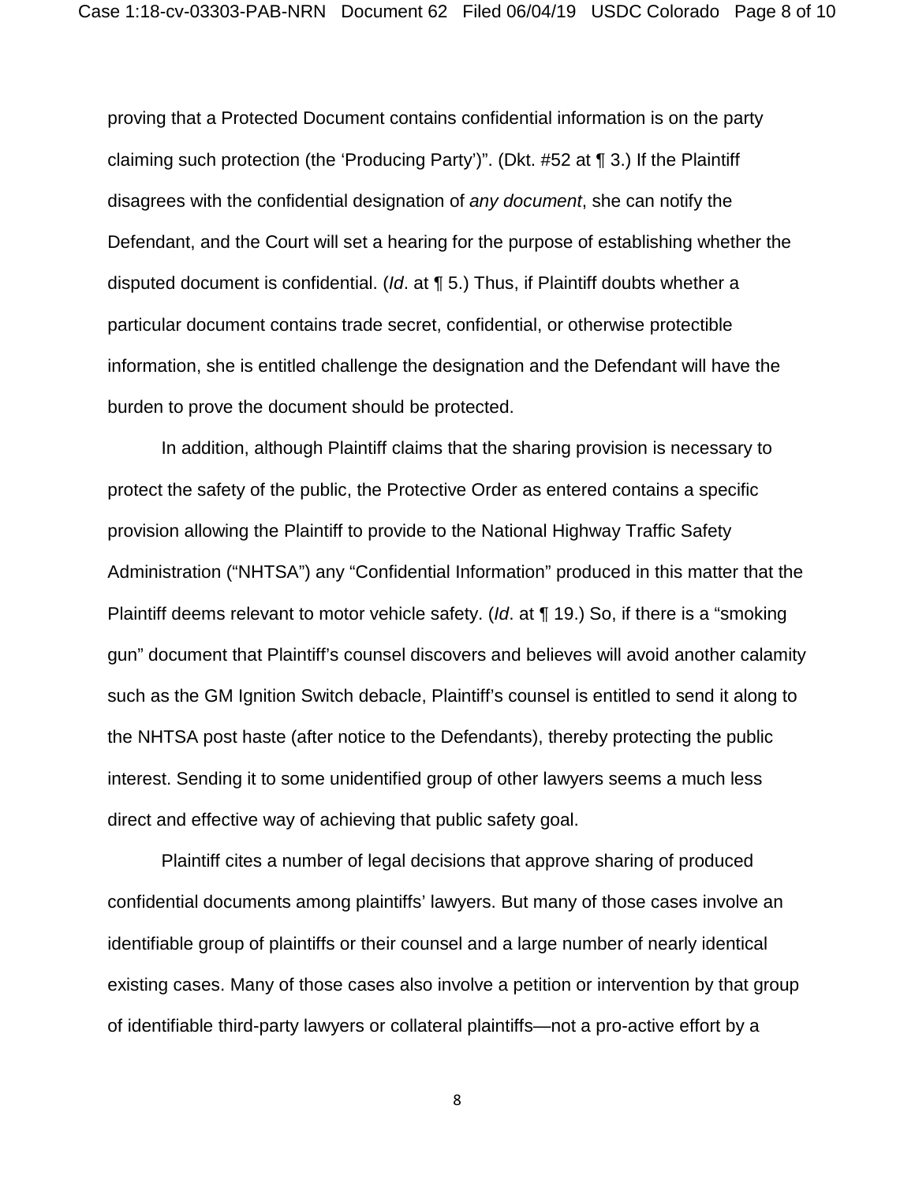proving that a Protected Document contains confidential information is on the party claiming such protection (the 'Producing Party')". (Dkt. #52 at ¶ 3.) If the Plaintiff disagrees with the confidential designation of *any document*, she can notify the Defendant, and the Court will set a hearing for the purpose of establishing whether the disputed document is confidential. (*Id*. at ¶ 5.) Thus, if Plaintiff doubts whether a particular document contains trade secret, confidential, or otherwise protectible information, she is entitled challenge the designation and the Defendant will have the burden to prove the document should be protected.

In addition, although Plaintiff claims that the sharing provision is necessary to protect the safety of the public, the Protective Order as entered contains a specific provision allowing the Plaintiff to provide to the National Highway Traffic Safety Administration ("NHTSA") any "Confidential Information" produced in this matter that the Plaintiff deems relevant to motor vehicle safety. (*Id*. at ¶ 19.) So, if there is a "smoking gun" document that Plaintiff's counsel discovers and believes will avoid another calamity such as the GM Ignition Switch debacle, Plaintiff's counsel is entitled to send it along to the NHTSA post haste (after notice to the Defendants), thereby protecting the public interest. Sending it to some unidentified group of other lawyers seems a much less direct and effective way of achieving that public safety goal.

Plaintiff cites a number of legal decisions that approve sharing of produced confidential documents among plaintiffs' lawyers. But many of those cases involve an identifiable group of plaintiffs or their counsel and a large number of nearly identical existing cases. Many of those cases also involve a petition or intervention by that group of identifiable third-party lawyers or collateral plaintiffs—not a pro-active effort by a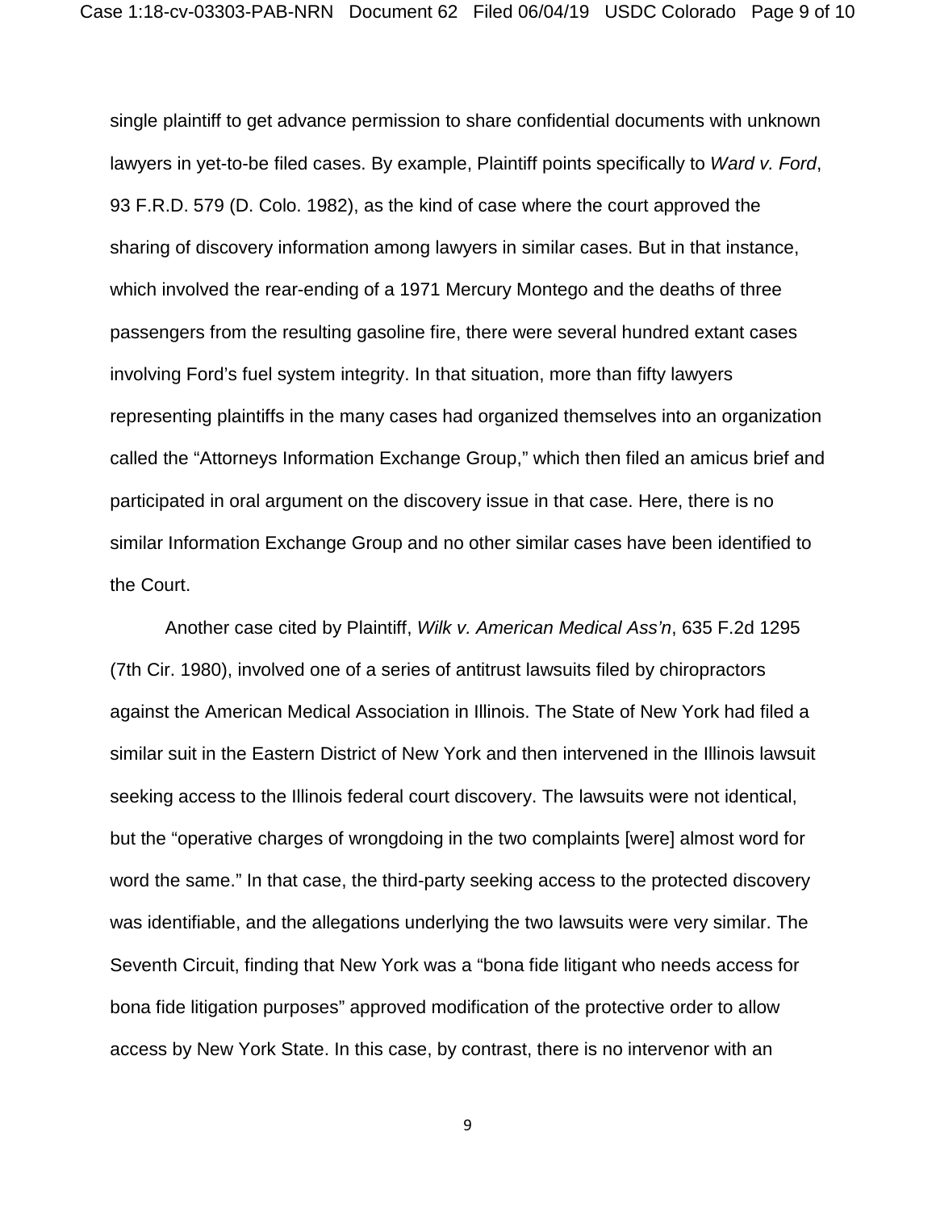single plaintiff to get advance permission to share confidential documents with unknown lawyers in yet-to-be filed cases. By example, Plaintiff points specifically to *Ward v. Ford*, 93 F.R.D. 579 (D. Colo. 1982), as the kind of case where the court approved the sharing of discovery information among lawyers in similar cases. But in that instance, which involved the rear-ending of a 1971 Mercury Montego and the deaths of three passengers from the resulting gasoline fire, there were several hundred extant cases involving Ford's fuel system integrity. In that situation, more than fifty lawyers representing plaintiffs in the many cases had organized themselves into an organization called the "Attorneys Information Exchange Group," which then filed an amicus brief and participated in oral argument on the discovery issue in that case. Here, there is no similar Information Exchange Group and no other similar cases have been identified to the Court.

Another case cited by Plaintiff, *Wilk v. American Medical Ass'n*, 635 F.2d 1295 (7th Cir. 1980), involved one of a series of antitrust lawsuits filed by chiropractors against the American Medical Association in Illinois. The State of New York had filed a similar suit in the Eastern District of New York and then intervened in the Illinois lawsuit seeking access to the Illinois federal court discovery. The lawsuits were not identical, but the "operative charges of wrongdoing in the two complaints [were] almost word for word the same." In that case, the third-party seeking access to the protected discovery was identifiable, and the allegations underlying the two lawsuits were very similar. The Seventh Circuit, finding that New York was a "bona fide litigant who needs access for bona fide litigation purposes" approved modification of the protective order to allow access by New York State. In this case, by contrast, there is no intervenor with an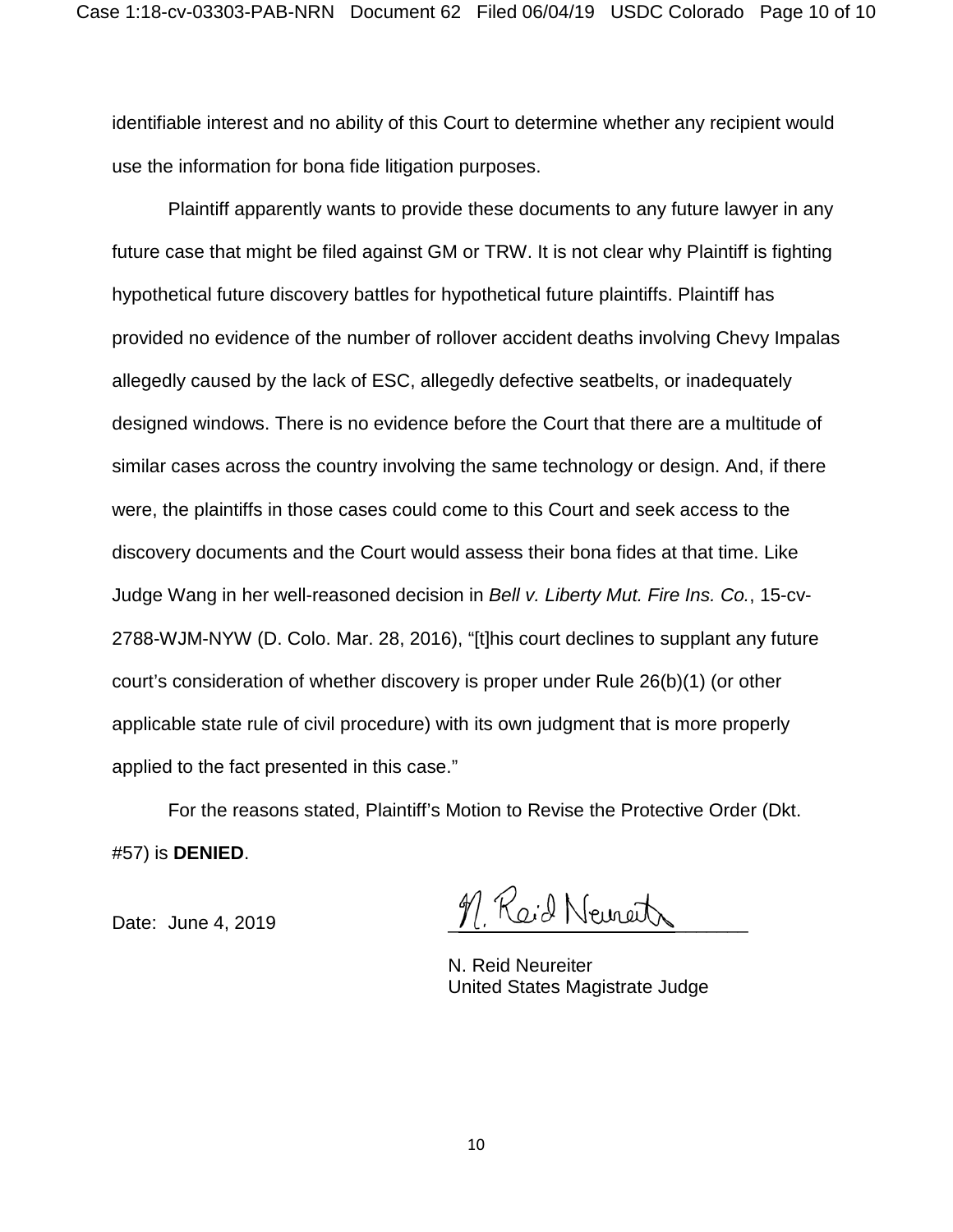identifiable interest and no ability of this Court to determine whether any recipient would use the information for bona fide litigation purposes.

Plaintiff apparently wants to provide these documents to any future lawyer in any future case that might be filed against GM or TRW. It is not clear why Plaintiff is fighting hypothetical future discovery battles for hypothetical future plaintiffs. Plaintiff has provided no evidence of the number of rollover accident deaths involving Chevy Impalas allegedly caused by the lack of ESC, allegedly defective seatbelts, or inadequately designed windows. There is no evidence before the Court that there are a multitude of similar cases across the country involving the same technology or design. And, if there were, the plaintiffs in those cases could come to this Court and seek access to the discovery documents and the Court would assess their bona fides at that time. Like Judge Wang in her well-reasoned decision in *Bell v. Liberty Mut. Fire Ins. Co.*, 15-cv-2788-WJM-NYW (D. Colo. Mar. 28, 2016), "[t]his court declines to supplant any future court's consideration of whether discovery is proper under Rule 26(b)(1) (or other applicable state rule of civil procedure) with its own judgment that is more properly applied to the fact presented in this case."

For the reasons stated, Plaintiff's Motion to Revise the Protective Order (Dkt. #57) is **DENIED**.

Date: June 4, 2019

N. Reid Neureiter
United States Magistrate Judge